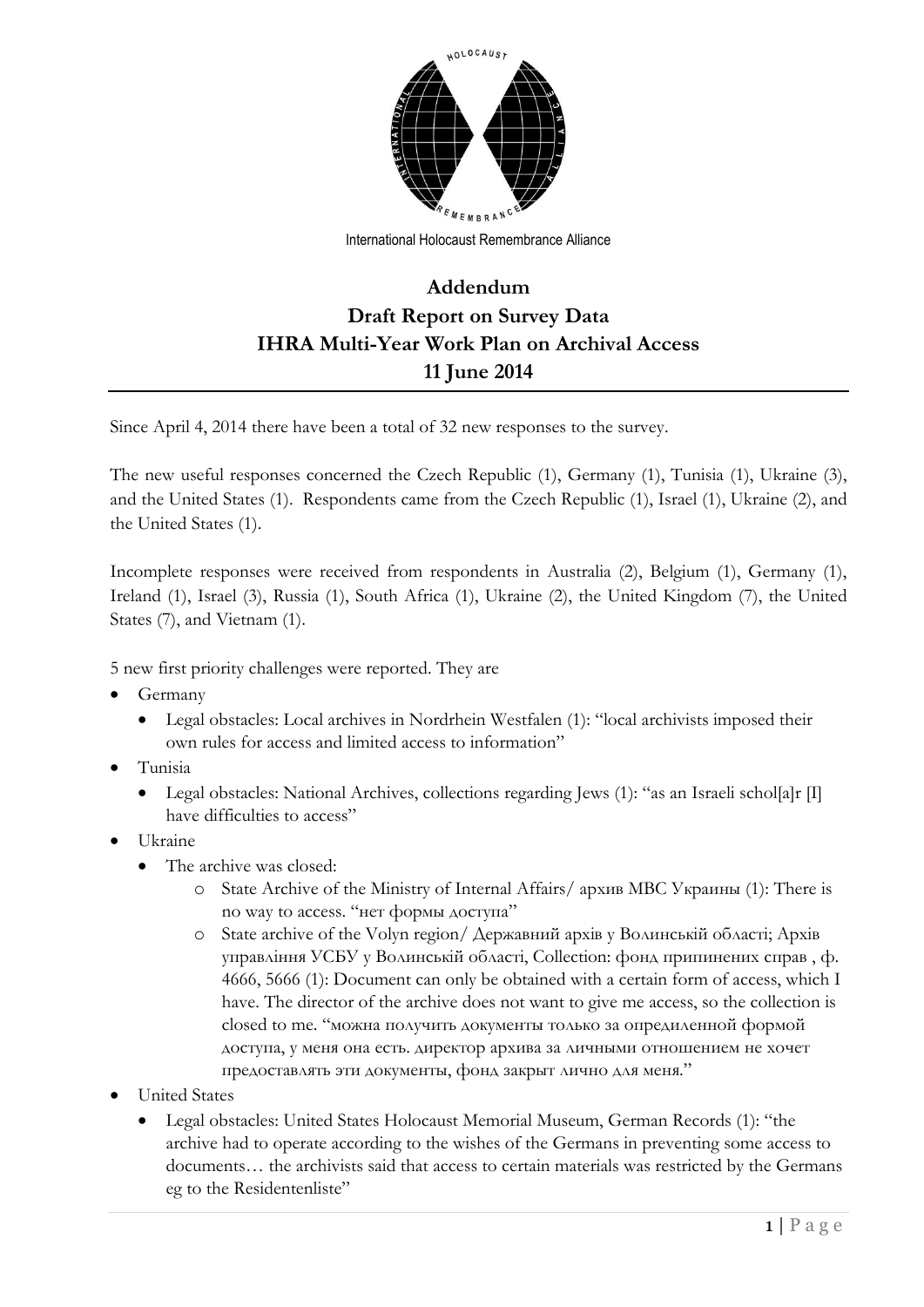International Holocaust Remembrance Alliance

# Addendum
# Draft Report on Survey Data
# IHRA Multi-Year Work Plan on Archival Access
# 11 June 2014

Since April 4, 2014 there have been a total of 32 new responses to the survey.

The new useful responses concerned the Czech Republic (1), Germany (1), Tunisia (1), Ukraine (3), and the United States (1). Respondents came from the Czech Republic (1), Israel (1), Ukraine (2), and the United States (1).

Incomplete responses were received from respondents in Australia (2), Belgium (1), Germany (1), Ireland (1), Israel (3), Russia (1), South Africa (1), Ukraine (2), the United Kingdom (7), the United States (7), and Vietnam (1).

5 new first priority challenges were reported. They are

- Germany
  - Legal obstacles: Local archives in Nordrhein Westfalen (1): "local archivists imposed their own rules for access and limited access to information"
- Tunisia
  - Legal obstacles: National Archives, collections regarding Jews (1): "as an Israeli schol[a]r [I] have difficulties to access"
- Ukraine
  - The archive was closed:
    - State Archive of the Ministry of Internal Affairs/ архив МВС Украины (1): There is no way to access. "нет формы доступа"
    - State archive of the Volyn region/ Державний архів у Волинській області; Архів управління УСБУ у Волинській області, Collection: фонд припинених справ , ф. 4666, 5666 (1): Document can only be obtained with a certain form of access, which I have. The director of the archive does not want to give me access, so the collection is closed to me. "можна получить документы только за опредиленной формой доступа, у меня она есть. директор архива за личными отношением не хочет предоставлять эти документы, фонд закрыт лично для меня."
- United States
  - Legal obstacles: United States Holocaust Memorial Museum, German Records (1): "the archive had to operate according to the wishes of the Germans in preventing some access to documents… the archivists said that access to certain materials was restricted by the Germans eg to the Residentenliste"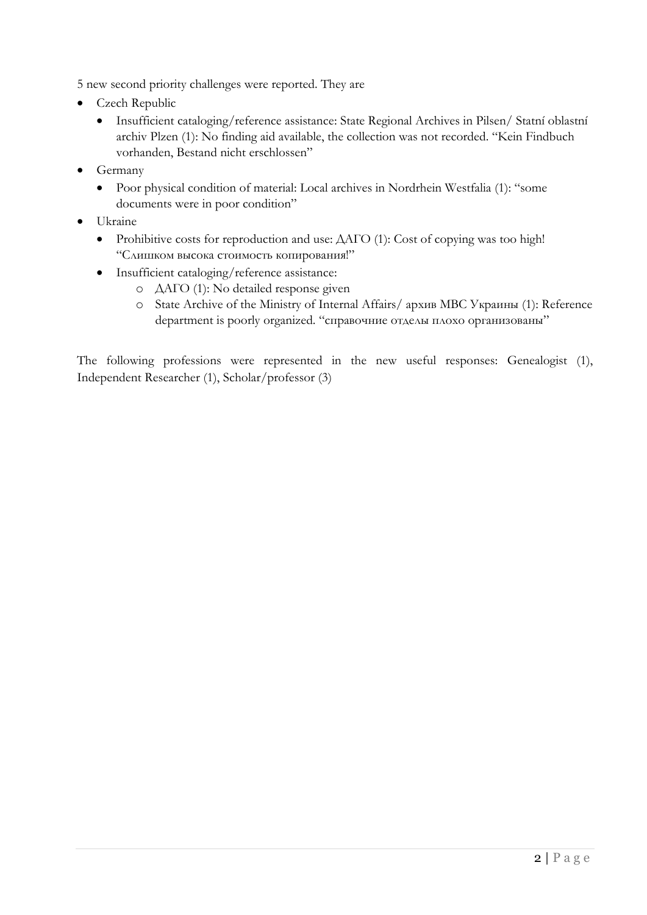5 new second priority challenges were reported. They are

- Czech Republic
  - Insufficient cataloging/reference assistance: State Regional Archives in Pilsen/ Statní oblastní archiv Plzen (1): No finding aid available, the collection was not recorded. "Kein Findbuch vorhanden, Bestand nicht erschlossen"
- Germany
  - Poor physical condition of material: Local archives in Nordrhein Westfalia (1): "some documents were in poor condition"
- Ukraine
  - Prohibitive costs for reproduction and use: ДАГО (1): Cost of copying was too high! "Слишком высока стоимость копирования!"
  - Insufficient cataloging/reference assistance:
    - ДАГО (1): No detailed response given
    - State Archive of the Ministry of Internal Affairs/ архив МВС Украины (1): Reference department is poorly organized. "справочние отделы плохо организованы"

The following professions were represented in the new useful responses: Genealogist (1), Independent Researcher (1), Scholar/professor (3)